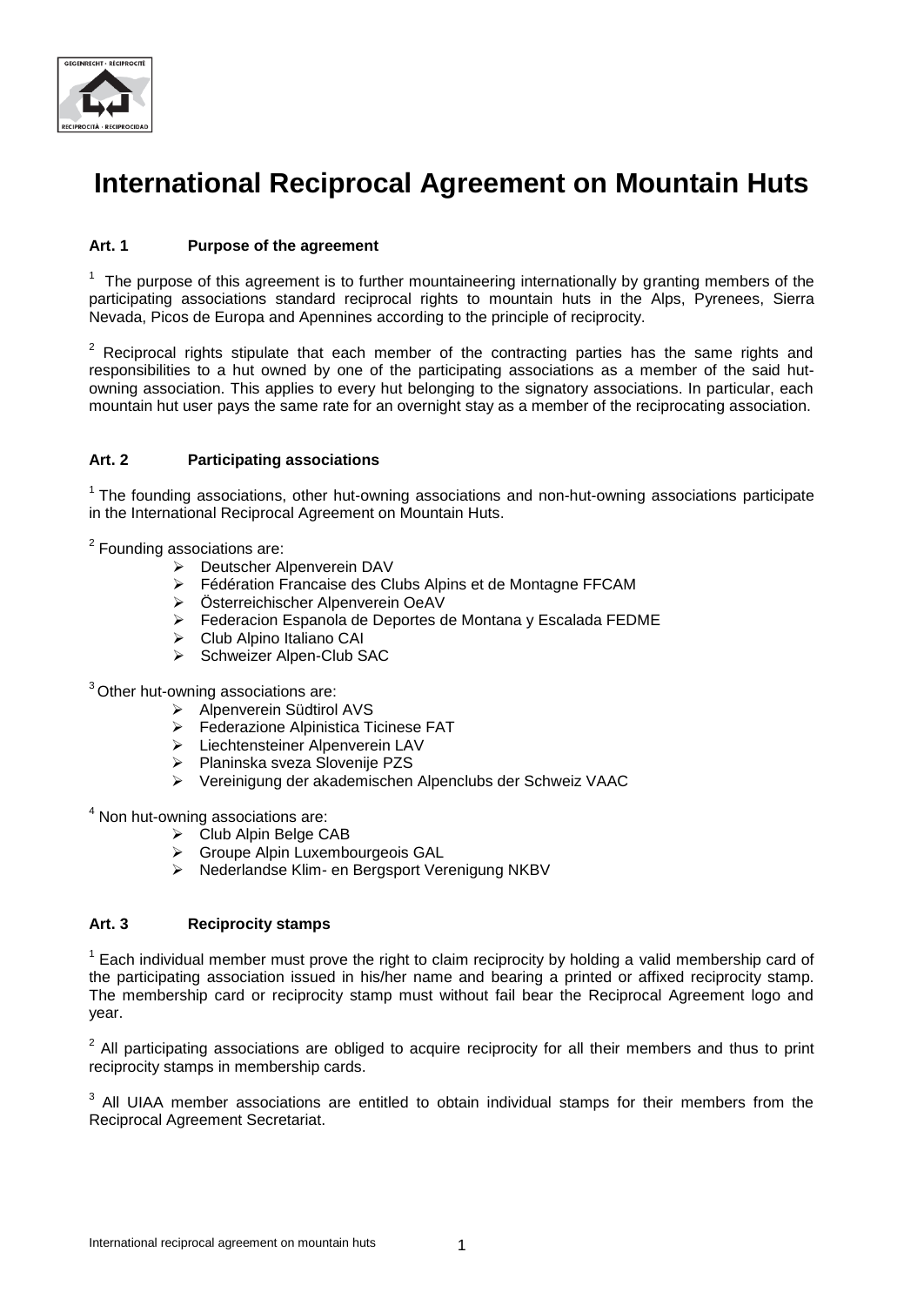# International Reciprocal Agreement on Mountain Huts

## Art. 1 Purpose of the agreement

[1] The purpose of this agreement is to further mountaineering internationally by granting members of the participating associations standard reciprocal rights to mountain huts in the Alps, Pyrenees, Sierra Nevada, Picos de Europa and Apennines according to the principle of reciprocity.

[2] Reciprocal rights stipulate that each member of the contracting parties has the same rights and responsibilities to a hut owned by one of the participating associations as a member of the said hut-owning association. This applies to every hut belonging to the signatory associations. In particular, each mountain hut user pays the same rate for an overnight stay as a member of the reciprocating association.

## Art. 2 Participating associations

[1] The founding associations, other hut-owning associations and non-hut-owning associations participate in the International Reciprocal Agreement on Mountain Huts.

[2] Founding associations are:

- Deutscher Alpenverein DAV
- Fédération Francaise des Clubs Alpins et de Montagne FFCAM
- Österreichischer Alpenverein OeAV
- Federacion Espanola de Deportes de Montana y Escalada FEDME
- Club Alpino Italiano CAI
- Schweizer Alpen-Club SAC

[3] Other hut-owning associations are:

- Alpenverein Südtirol AVS
- Federazione Alpinistica Ticinese FAT
- Liechtensteiner Alpenverein LAV
- Planinska sveza Slovenije PZS
- Vereinigung der akademischen Alpenclubs der Schweiz VAAC

[4] Non hut-owning associations are:

- Club Alpin Belge CAB
- Groupe Alpin Luxembourgeois GAL
- Nederlandse Klim- en Bergsport Verenigung NKBV

## Art. 3 Reciprocity stamps

[1] Each individual member must prove the right to claim reciprocity by holding a valid membership card of the participating association issued in his/her name and bearing a printed or affixed reciprocity stamp. The membership card or reciprocity stamp must without fail bear the Reciprocal Agreement logo and year.

[2] All participating associations are obliged to acquire reciprocity for all their members and thus to print reciprocity stamps in membership cards.

[3] All UIAA member associations are entitled to obtain individual stamps for their members from the Reciprocal Agreement Secretariat.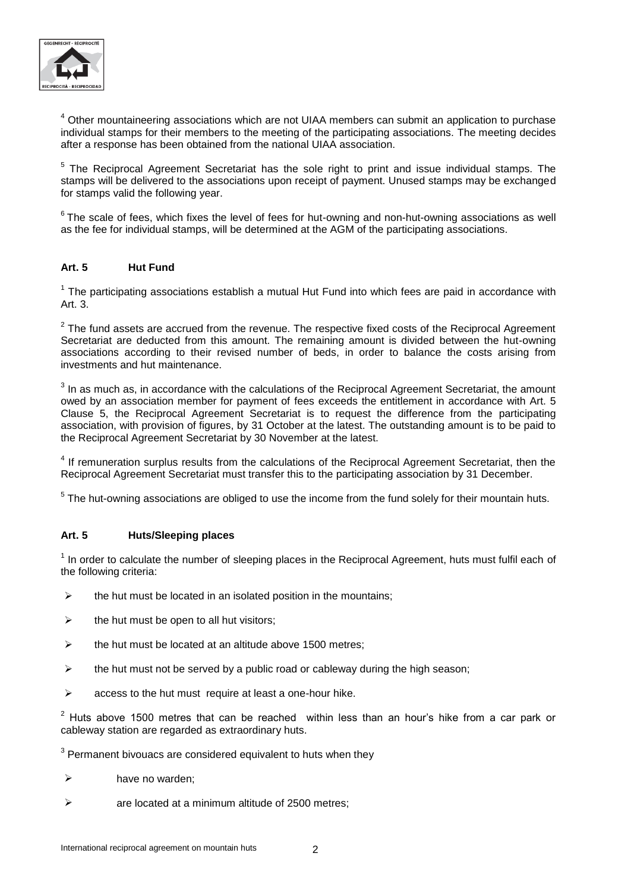[4] Other mountaineering associations which are not UIAA members can submit an application to purchase individual stamps for their members to the meeting of the participating associations. The meeting decides after a response has been obtained from the national UIAA association.

[5] The Reciprocal Agreement Secretariat has the sole right to print and issue individual stamps. The stamps will be delivered to the associations upon receipt of payment. Unused stamps may be exchanged for stamps valid the following year.

[6] The scale of fees, which fixes the level of fees for hut-owning and non-hut-owning associations as well as the fee for individual stamps, will be determined at the AGM of the participating associations.

### Art. 5 Hut Fund

[1] The participating associations establish a mutual Hut Fund into which fees are paid in accordance with Art. 3.

[2] The fund assets are accrued from the revenue. The respective fixed costs of the Reciprocal Agreement Secretariat are deducted from this amount. The remaining amount is divided between the hut-owning associations according to their revised number of beds, in order to balance the costs arising from investments and hut maintenance.

[3] In as much as, in accordance with the calculations of the Reciprocal Agreement Secretariat, the amount owed by an association member for payment of fees exceeds the entitlement in accordance with Art. 5 Clause 5, the Reciprocal Agreement Secretariat is to request the difference from the participating association, with provision of figures, by 31 October at the latest. The outstanding amount is to be paid to the Reciprocal Agreement Secretariat by 30 November at the latest.

[4] If remuneration surplus results from the calculations of the Reciprocal Agreement Secretariat, then the Reciprocal Agreement Secretariat must transfer this to the participating association by 31 December.

[5] The hut-owning associations are obliged to use the income from the fund solely for their mountain huts.

### Art. 5 Huts/Sleeping places

[1] In order to calculate the number of sleeping places in the Reciprocal Agreement, huts must fulfil each of the following criteria:

- the hut must be located in an isolated position in the mountains;
- the hut must be open to all hut visitors;
- the hut must be located at an altitude above 1500 metres;
- the hut must not be served by a public road or cableway during the high season;
- access to the hut must require at least a one-hour hike.

[2] Huts above 1500 metres that can be reached within less than an hour's hike from a car park or cableway station are regarded as extraordinary huts.

[3] Permanent bivouacs are considered equivalent to huts when they

- have no warden;
- are located at a minimum altitude of 2500 metres;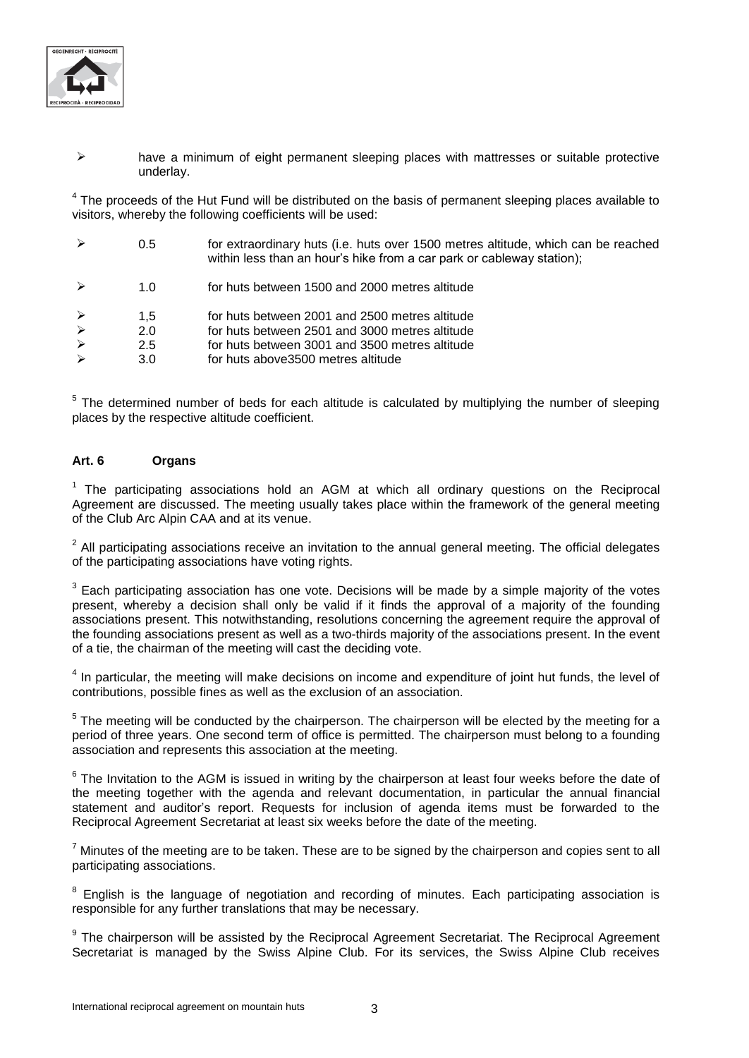- have a minimum of eight permanent sleeping places with mattresses or suitable protective underlay.

[4] The proceeds of the Hut Fund will be distributed on the basis of permanent sleeping places available to visitors, whereby the following coefficients will be used:

- 0.5 for extraordinary huts (i.e. huts over 1500 metres altitude, which can be reached within less than an hour's hike from a car park or cableway station);
- 1.0 for huts between 1500 and 2000 metres altitude
- 1,5 for huts between 2001 and 2500 metres altitude
- 2.0 for huts between 2501 and 3000 metres altitude
- 2.5 for huts between 3001 and 3500 metres altitude
- 3.0 for huts above3500 metres altitude

[5] The determined number of beds for each altitude is calculated by multiplying the number of sleeping places by the respective altitude coefficient.

### Art. 6 Organs

[1] The participating associations hold an AGM at which all ordinary questions on the Reciprocal Agreement are discussed. The meeting usually takes place within the framework of the general meeting of the Club Arc Alpin CAA and at its venue.

[2] All participating associations receive an invitation to the annual general meeting. The official delegates of the participating associations have voting rights.

[3] Each participating association has one vote. Decisions will be made by a simple majority of the votes present, whereby a decision shall only be valid if it finds the approval of a majority of the founding associations present. This notwithstanding, resolutions concerning the agreement require the approval of the founding associations present as well as a two-thirds majority of the associations present. In the event of a tie, the chairman of the meeting will cast the deciding vote.

[4] In particular, the meeting will make decisions on income and expenditure of joint hut funds, the level of contributions, possible fines as well as the exclusion of an association.

[5] The meeting will be conducted by the chairperson. The chairperson will be elected by the meeting for a period of three years. One second term of office is permitted. The chairperson must belong to a founding association and represents this association at the meeting.

[6] The Invitation to the AGM is issued in writing by the chairperson at least four weeks before the date of the meeting together with the agenda and relevant documentation, in particular the annual financial statement and auditor's report. Requests for inclusion of agenda items must be forwarded to the Reciprocal Agreement Secretariat at least six weeks before the date of the meeting.

[7] Minutes of the meeting are to be taken. These are to be signed by the chairperson and copies sent to all participating associations.

[8] English is the language of negotiation and recording of minutes. Each participating association is responsible for any further translations that may be necessary.

[9] The chairperson will be assisted by the Reciprocal Agreement Secretariat. The Reciprocal Agreement Secretariat is managed by the Swiss Alpine Club. For its services, the Swiss Alpine Club receives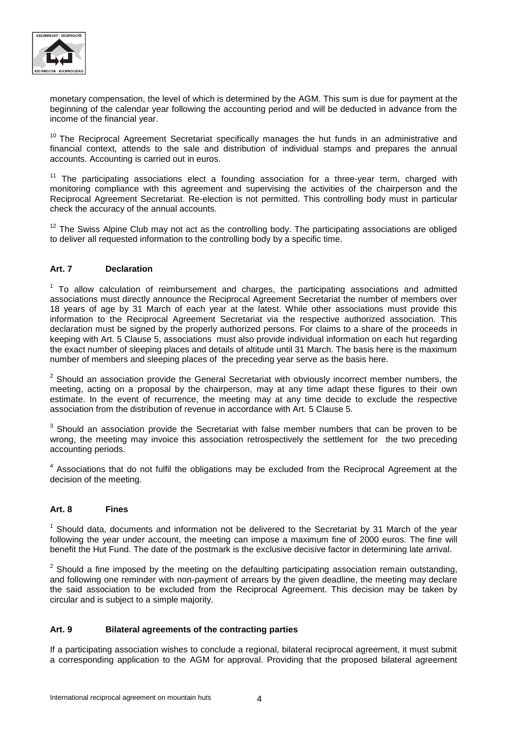monetary compensation, the level of which is determined by the AGM. This sum is due for payment at the beginning of the calendar year following the accounting period and will be deducted in advance from the income of the financial year.

[10] The Reciprocal Agreement Secretariat specifically manages the hut funds in an administrative and financial context, attends to the sale and distribution of individual stamps and prepares the annual accounts. Accounting is carried out in euros.

[11] The participating associations elect a founding association for a three-year term, charged with monitoring compliance with this agreement and supervising the activities of the chairperson and the Reciprocal Agreement Secretariat. Re-election is not permitted. This controlling body must in particular check the accuracy of the annual accounts.

[12] The Swiss Alpine Club may not act as the controlling body. The participating associations are obliged to deliver all requested information to the controlling body by a specific time.

### Art. 7 Declaration

[1] To allow calculation of reimbursement and charges, the participating associations and admitted associations must directly announce the Reciprocal Agreement Secretariat the number of members over 18 years of age by 31 March of each year at the latest. While other associations must provide this information to the Reciprocal Agreement Secretariat via the respective authorized association. This declaration must be signed by the properly authorized persons. For claims to a share of the proceeds in keeping with Art. 5 Clause 5, associations must also provide individual information on each hut regarding the exact number of sleeping places and details of altitude until 31 March. The basis here is the maximum number of members and sleeping places of the preceding year serve as the basis here.

[2] Should an association provide the General Secretariat with obviously incorrect member numbers, the meeting, acting on a proposal by the chairperson, may at any time adapt these figures to their own estimate. In the event of recurrence, the meeting may at any time decide to exclude the respective association from the distribution of revenue in accordance with Art. 5 Clause 5.

[3] Should an association provide the Secretariat with false member numbers that can be proven to be wrong, the meeting may invoice this association retrospectively the settlement for the two preceding accounting periods.

[4] Associations that do not fulfil the obligations may be excluded from the Reciprocal Agreement at the decision of the meeting.

### Art. 8 Fines

[1] Should data, documents and information not be delivered to the Secretariat by 31 March of the year following the year under account, the meeting can impose a maximum fine of 2000 euros. The fine will benefit the Hut Fund. The date of the postmark is the exclusive decisive factor in determining late arrival.

[2] Should a fine imposed by the meeting on the defaulting participating association remain outstanding, and following one reminder with non-payment of arrears by the given deadline, the meeting may declare the said association to be excluded from the Reciprocal Agreement. This decision may be taken by circular and is subject to a simple majority.

### Art. 9 Bilateral agreements of the contracting parties

If a participating association wishes to conclude a regional, bilateral reciprocal agreement, it must submit a corresponding application to the AGM for approval. Providing that the proposed bilateral agreement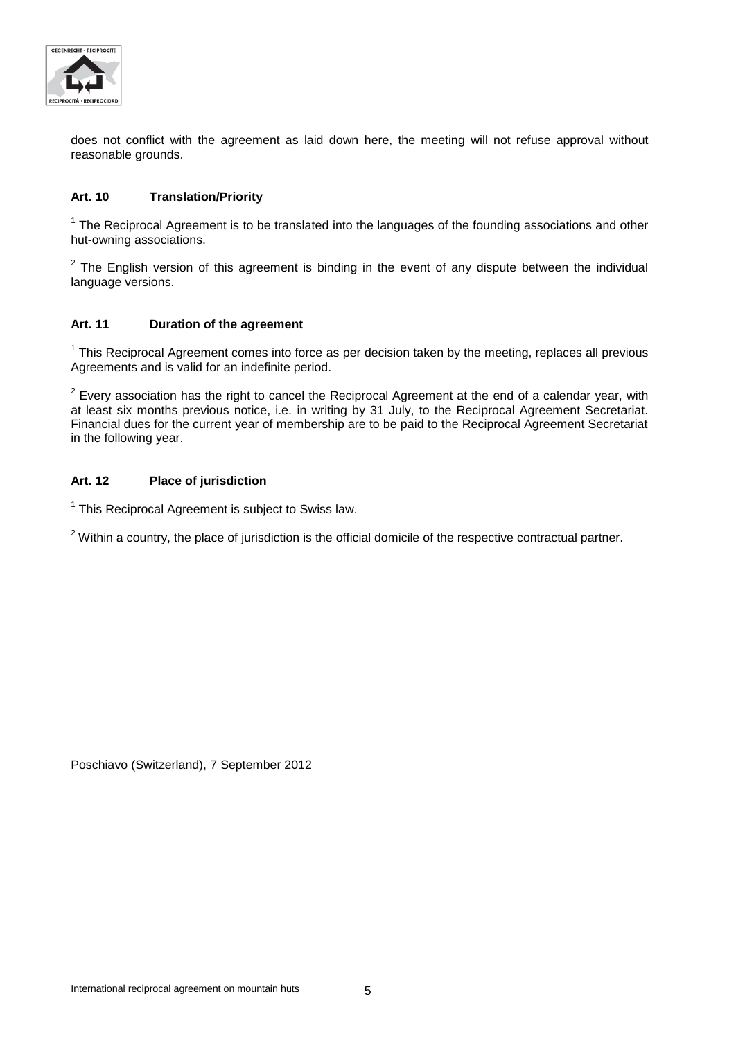does not conflict with the agreement as laid down here, the meeting will not refuse approval without reasonable grounds.

### Art. 10 Translation/Priority

[1] The Reciprocal Agreement is to be translated into the languages of the founding associations and other hut-owning associations.

[2] The English version of this agreement is binding in the event of any dispute between the individual language versions.

### Art. 11 Duration of the agreement

[1] This Reciprocal Agreement comes into force as per decision taken by the meeting, replaces all previous Agreements and is valid for an indefinite period.

[2] Every association has the right to cancel the Reciprocal Agreement at the end of a calendar year, with at least six months previous notice, i.e. in writing by 31 July, to the Reciprocal Agreement Secretariat. Financial dues for the current year of membership are to be paid to the Reciprocal Agreement Secretariat in the following year.

### Art. 12 Place of jurisdiction

[1] This Reciprocal Agreement is subject to Swiss law.

[2] Within a country, the place of jurisdiction is the official domicile of the respective contractual partner.

Poschiavo (Switzerland), 7 September 2012